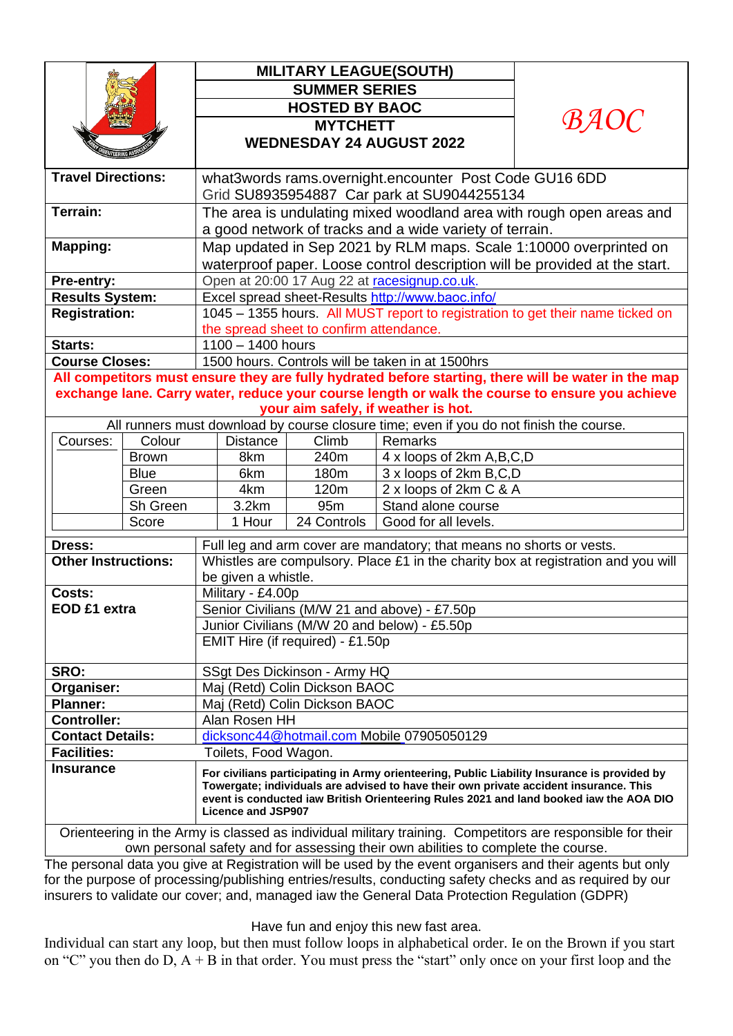**MILITARY LEAGUE(SOUTH)**
**SUMMER SERIES**
**HOSTED BY BAOC**
**MYTCHETT**
**WEDNESDAY 24 AUGUST 2022**

*BAOC*

| | |
|---|---|
| **Travel Directions:** | what3words rams.overnight.encounter Post Code GU16 6DD<br>Grid SU8935954887 Car park at SU9044255134 |
| **Terrain:** | The area is undulating mixed woodland area with rough open areas and a good network of tracks and a wide variety of terrain. |
| **Mapping:** | Map updated in Sep 2021 by RLM maps. Scale 1:10000 overprinted on waterproof paper. Loose control description will be provided at the start. |
| **Pre-entry:** | Open at 20:00 17 Aug 22 at racesignup.co.uk. |
| **Results System:** | Excel spread sheet-Results http://www.baoc.info/ |
| **Registration:** | 1045 – 1355 hours. All MUST report to registration to get their name ticked on the spread sheet to confirm attendance. |
| **Starts:** | 1100 – 1400 hours |
| **Course Closes:** | 1500 hours. Controls will be taken in at 1500hrs |

**All competitors must ensure they are fully hydrated before starting, there will be water in the map exchange lane. Carry water, reduce your course length or walk the course to ensure you achieve your aim safely, if weather is hot.**

All runners must download by course closure time; even if you do not finish the course.

| Courses: | Colour | Distance | Climb | Remarks |
|---|---|---|---|---|
| | Brown | 8km | 240m | 4 x loops of 2km A,B,C,D |
| | Blue | 6km | 180m | 3 x loops of 2km B,C,D |
| | Green | 4km | 120m | 2 x loops of 2km C & A |
| | Sh Green | 3.2km | 95m | Stand alone course |
| | Score | 1 Hour | 24 Controls | Good for all levels. |

| | |
|---|---|
| **Dress:** | Full leg and arm cover are mandatory; that means no shorts or vests. |
| **Other Instructions:** | Whistles are compulsory. Place £1 in the charity box at registration and you will be given a whistle. |
| **Costs:**<br>**EOD £1 extra** | Military - £4.00p<br>Senior Civilians (M/W 21 and above) - £7.50p<br>Junior Civilians (M/W 20 and below) - £5.50p<br>EMIT Hire (if required) - £1.50p |
| **SRO:** | SSgt Des Dickinson - Army HQ |
| **Organiser:** | Maj (Retd) Colin Dickson BAOC |
| **Planner:** | Maj (Retd) Colin Dickson BAOC |
| **Controller:** | Alan Rosen HH |
| **Contact Details:** | dicksonc44@hotmail.com Mobile 07905050129 |
| **Facilities:** | Toilets, Food Wagon. |
| **Insurance** | **For civilians participating in Army orienteering, Public Liability Insurance is provided by Towergate; individuals are advised to have their own private accident insurance. This event is conducted iaw British Orienteering Rules 2021 and land booked iaw the AOA DIO Licence and JSP907** |

Orienteering in the Army is classed as individual military training. Competitors are responsible for their own personal safety and for assessing their own abilities to complete the course.

The personal data you give at Registration will be used by the event organisers and their agents but only for the purpose of processing/publishing entries/results, conducting safety checks and as required by our insurers to validate our cover; and, managed iaw the General Data Protection Regulation (GDPR)

Have fun and enjoy this new fast area.

Individual can start any loop, but then must follow loops in alphabetical order. Ie on the Brown if you start on "C" you then do D, A + B in that order. You must press the "start" only once on your first loop and the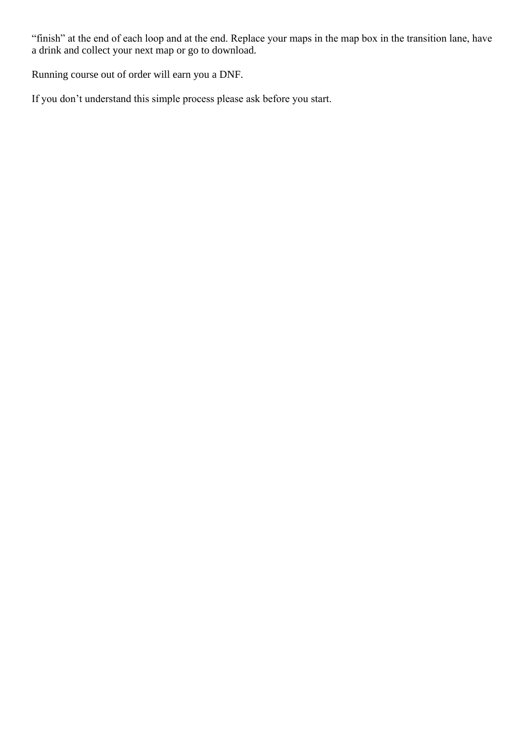“finish” at the end of each loop and at the end. Replace your maps in the map box in the transition lane, have a drink and collect your next map or go to download.

Running course out of order will earn you a DNF.

If you don’t understand this simple process please ask before you start.